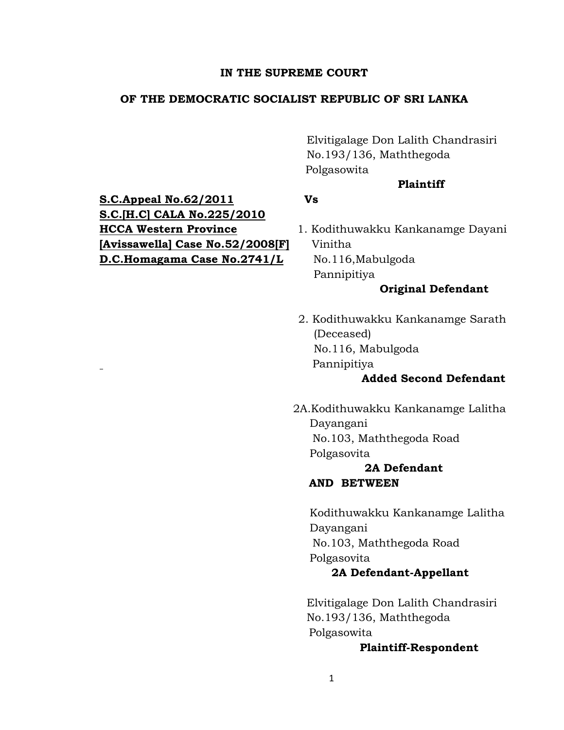**IN THE SUPREME COURT**

**OF THE DEMOCRATIC SOCIALIST REPUBLIC OF SRI LANKA**

Elvitigalage Don Lalith Chandrasiri
No.193/136, Maththegoda
Polgasowita

**Plaintiff**

**S.C.Appeal No.62/2011**
**S.C.[H.C] CALA No.225/2010**
**HCCA Western Province**
**[Avissawella] Case No.52/2008[F]**
**D.C.Homagama Case No.2741/L**

**Vs**

1. Kodithuwakku Kankanamge Dayani Vinitha
   No.116,Mabulgoda
   Pannipitiya

   **Original Defendant**

2. Kodithuwakku Kankanamge Sarath (Deceased)
   No.116, Mabulgoda
   Pannipitiya

   **Added Second Defendant**

2A.Kodithuwakku Kankanamge Lalitha Dayangani
   No.103, Maththegoda Road
   Polgasovita

   **2A Defendant**

**AND BETWEEN**

Kodithuwakku Kankanamge Lalitha Dayangani
No.103, Maththegoda Road
Polgasovita

**2A Defendant-Appellant**

Elvitigalage Don Lalith Chandrasiri
No.193/136, Maththegoda
Polgasowita

**Plaintiff-Respondent**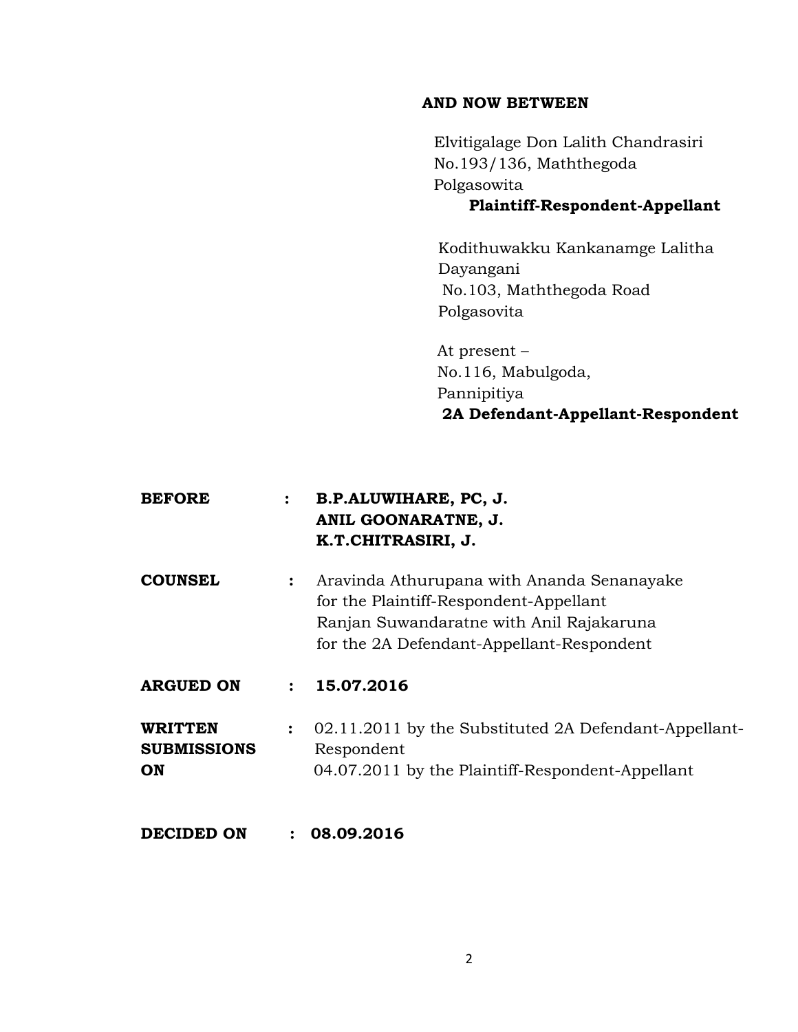**AND NOW BETWEEN**

Elvitigalage Don Lalith Chandrasiri
No.193/136, Maththegoda
Polgasowita
**Plaintiff-Respondent-Appellant**

Kodithuwakku Kankanamge Lalitha
Dayangani
No.103, Maththegoda Road
Polgasovita

At present –
No.116, Mabulgoda,
Pannipitiya
**2A Defendant-Appellant-Respondent**

**BEFORE** : **B.P.ALUWIHARE, PC, J.**
**ANIL GOONARATNE, J.**
**K.T.CHITRASIRI, J.**

**COUNSEL** : Aravinda Athurupana with Ananda Senanayake
for the Plaintiff-Respondent-Appellant
Ranjan Suwandaratne with Anil Rajakaruna
for the 2A Defendant-Appellant-Respondent

**ARGUED ON** : **15.07.2016**

**WRITTEN SUBMISSIONS ON** : 02.11.2011 by the Substituted 2A Defendant-Appellant-Respondent
04.07.2011 by the Plaintiff-Respondent-Appellant

**DECIDED ON** : **08.09.2016**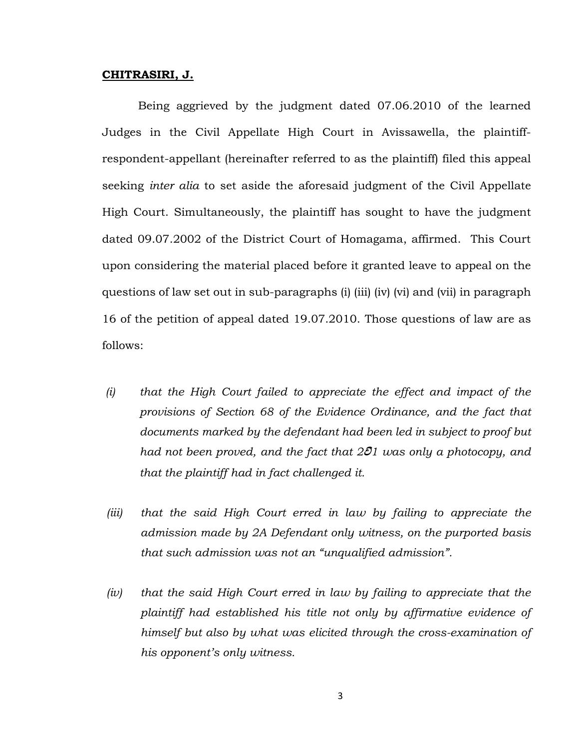**CHITRASIRI, J.**

Being aggrieved by the judgment dated 07.06.2010 of the learned Judges in the Civil Appellate High Court in Avissawella, the plaintiff-respondent-appellant (hereinafter referred to as the plaintiff) filed this appeal seeking *inter alia* to set aside the aforesaid judgment of the Civil Appellate High Court. Simultaneously, the plaintiff has sought to have the judgment dated 09.07.2002 of the District Court of Homagama, affirmed. This Court upon considering the material placed before it granted leave to appeal on the questions of law set out in sub-paragraphs (i) (iii) (iv) (vi) and (vii) in paragraph 16 of the petition of appeal dated 19.07.2010. Those questions of law are as follows:

(i) *that the High Court failed to appreciate the effect and impact of the provisions of Section 68 of the Evidence Ordinance, and the fact that documents marked by the defendant had been led in subject to proof but had not been proved, and the fact that 2වි1 was only a photocopy, and that the plaintiff had in fact challenged it.*

(iii) *that the said High Court erred in law by failing to appreciate the admission made by 2A Defendant only witness, on the purported basis that such admission was not an "unqualified admission".*

(iv) *that the said High Court erred in law by failing to appreciate that the plaintiff had established his title not only by affirmative evidence of himself but also by what was elicited through the cross-examination of his opponent's only witness.*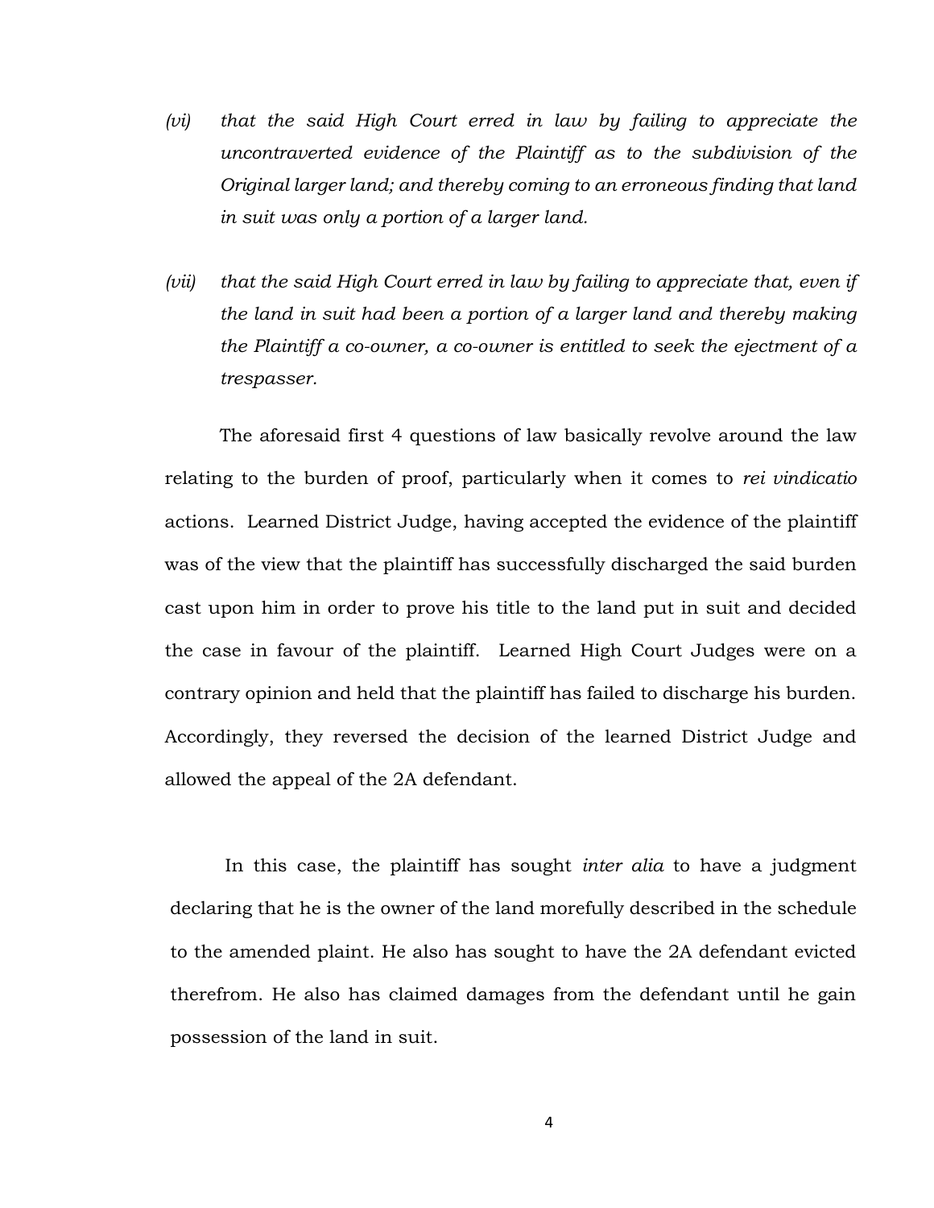(vi) *that the said High Court erred in law by failing to appreciate the uncontraverted evidence of the Plaintiff as to the subdivision of the Original larger land; and thereby coming to an erroneous finding that land in suit was only a portion of a larger land.*

(vii) *that the said High Court erred in law by failing to appreciate that, even if the land in suit had been a portion of a larger land and thereby making the Plaintiff a co-owner, a co-owner is entitled to seek the ejectment of a trespasser.*

The aforesaid first 4 questions of law basically revolve around the law relating to the burden of proof, particularly when it comes to *rei vindicatio* actions. Learned District Judge, having accepted the evidence of the plaintiff was of the view that the plaintiff has successfully discharged the said burden cast upon him in order to prove his title to the land put in suit and decided the case in favour of the plaintiff. Learned High Court Judges were on a contrary opinion and held that the plaintiff has failed to discharge his burden. Accordingly, they reversed the decision of the learned District Judge and allowed the appeal of the 2A defendant.

In this case, the plaintiff has sought *inter alia* to have a judgment declaring that he is the owner of the land morefully described in the schedule to the amended plaint. He also has sought to have the 2A defendant evicted therefrom. He also has claimed damages from the defendant until he gain possession of the land in suit.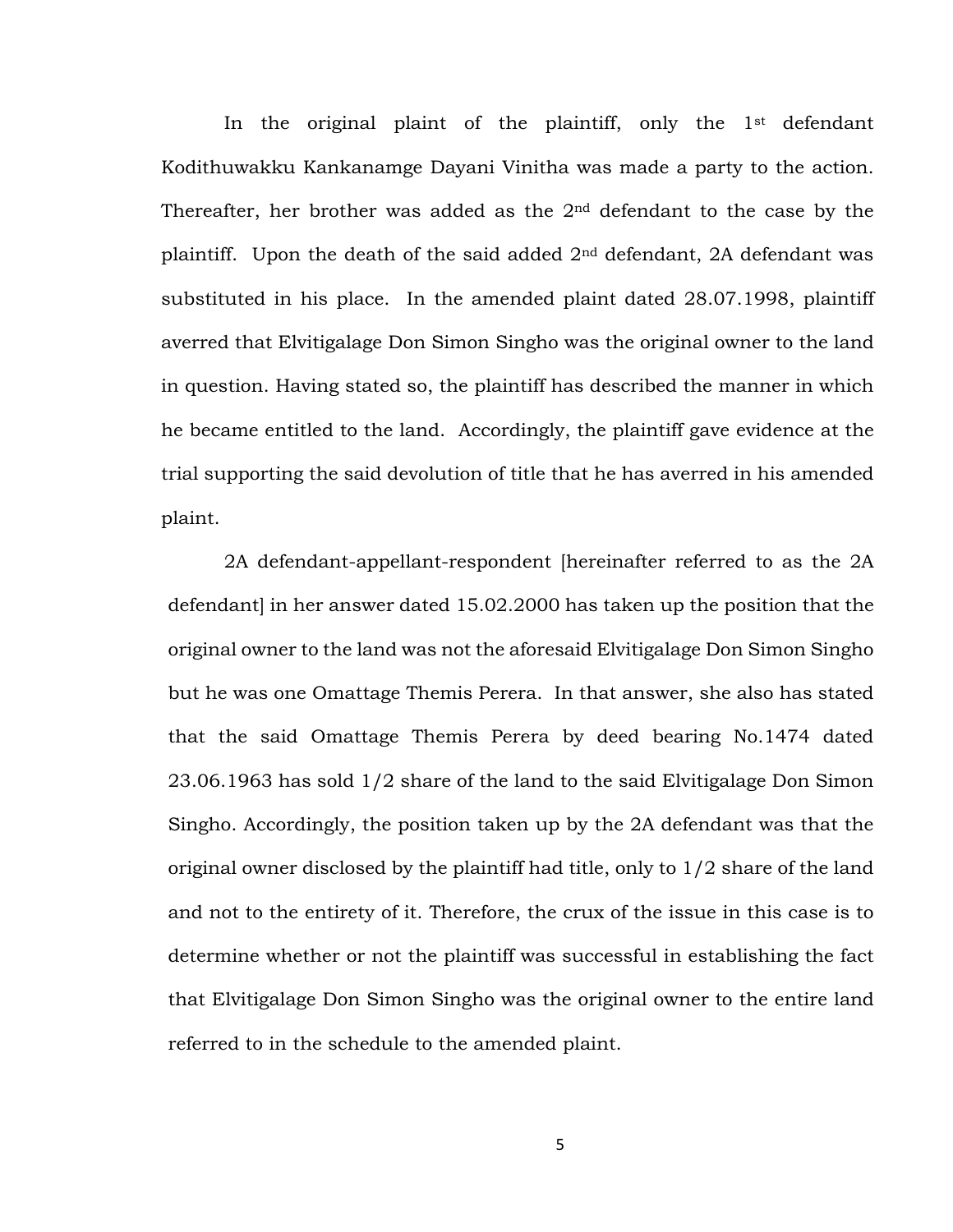In the original plaint of the plaintiff, only the 1st defendant Kodithuwakku Kankanamge Dayani Vinitha was made a party to the action. Thereafter, her brother was added as the 2nd defendant to the case by the plaintiff. Upon the death of the said added 2nd defendant, 2A defendant was substituted in his place. In the amended plaint dated 28.07.1998, plaintiff averred that Elvitigalage Don Simon Singho was the original owner to the land in question. Having stated so, the plaintiff has described the manner in which he became entitled to the land. Accordingly, the plaintiff gave evidence at the trial supporting the said devolution of title that he has averred in his amended plaint.

2A defendant-appellant-respondent [hereinafter referred to as the 2A defendant] in her answer dated 15.02.2000 has taken up the position that the original owner to the land was not the aforesaid Elvitigalage Don Simon Singho but he was one Omattage Themis Perera. In that answer, she also has stated that the said Omattage Themis Perera by deed bearing No.1474 dated 23.06.1963 has sold 1/2 share of the land to the said Elvitigalage Don Simon Singho. Accordingly, the position taken up by the 2A defendant was that the original owner disclosed by the plaintiff had title, only to 1/2 share of the land and not to the entirety of it. Therefore, the crux of the issue in this case is to determine whether or not the plaintiff was successful in establishing the fact that Elvitigalage Don Simon Singho was the original owner to the entire land referred to in the schedule to the amended plaint.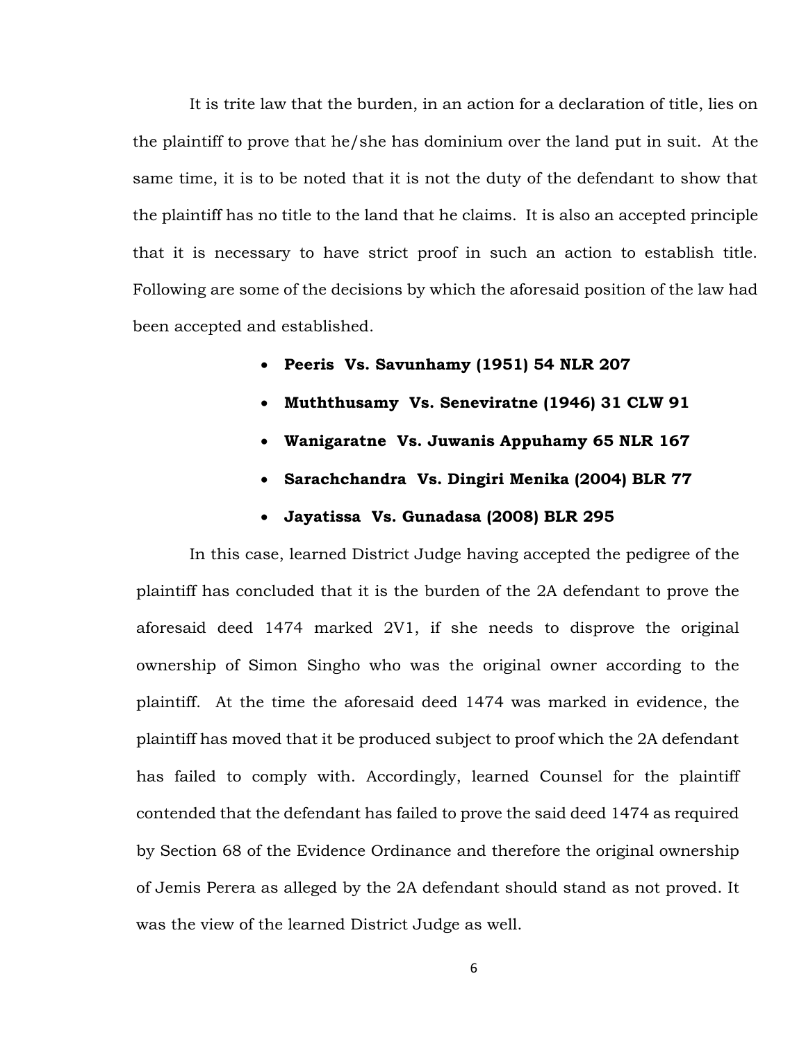It is trite law that the burden, in an action for a declaration of title, lies on the plaintiff to prove that he/she has dominium over the land put in suit. At the same time, it is to be noted that it is not the duty of the defendant to show that the plaintiff has no title to the land that he claims. It is also an accepted principle that it is necessary to have strict proof in such an action to establish title. Following are some of the decisions by which the aforesaid position of the law had been accepted and established.

- **Peeris Vs. Savunhamy (1951) 54 NLR 207**
- **Muththusamy Vs. Seneviratne (1946) 31 CLW 91**
- **Wanigaratne Vs. Juwanis Appuhamy 65 NLR 167**
- **Sarachchandra Vs. Dingiri Menika (2004) BLR 77**
- **Jayatissa Vs. Gunadasa (2008) BLR 295**

In this case, learned District Judge having accepted the pedigree of the plaintiff has concluded that it is the burden of the 2A defendant to prove the aforesaid deed 1474 marked 2V1, if she needs to disprove the original ownership of Simon Singho who was the original owner according to the plaintiff. At the time the aforesaid deed 1474 was marked in evidence, the plaintiff has moved that it be produced subject to proof which the 2A defendant has failed to comply with. Accordingly, learned Counsel for the plaintiff contended that the defendant has failed to prove the said deed 1474 as required by Section 68 of the Evidence Ordinance and therefore the original ownership of Jemis Perera as alleged by the 2A defendant should stand as not proved. It was the view of the learned District Judge as well.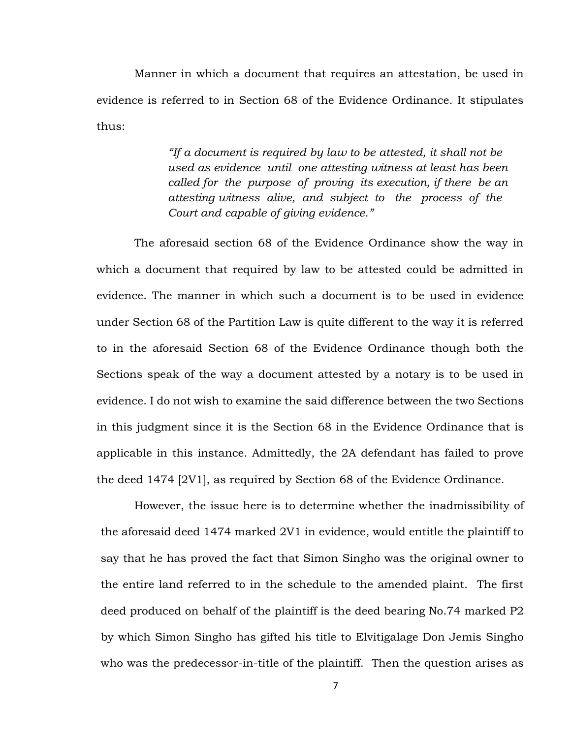Manner in which a document that requires an attestation, be used in evidence is referred to in Section 68 of the Evidence Ordinance. It stipulates thus:

> *"If a document is required by law to be attested, it shall not be used as evidence until one attesting witness at least has been called for the purpose of proving its execution, if there be an attesting witness alive, and subject to the process of the Court and capable of giving evidence."*

The aforesaid section 68 of the Evidence Ordinance show the way in which a document that required by law to be attested could be admitted in evidence. The manner in which such a document is to be used in evidence under Section 68 of the Partition Law is quite different to the way it is referred to in the aforesaid Section 68 of the Evidence Ordinance though both the Sections speak of the way a document attested by a notary is to be used in evidence. I do not wish to examine the said difference between the two Sections in this judgment since it is the Section 68 in the Evidence Ordinance that is applicable in this instance. Admittedly, the 2A defendant has failed to prove the deed 1474 [2V1], as required by Section 68 of the Evidence Ordinance.

However, the issue here is to determine whether the inadmissibility of the aforesaid deed 1474 marked 2V1 in evidence, would entitle the plaintiff to say that he has proved the fact that Simon Singho was the original owner to the entire land referred to in the schedule to the amended plaint. The first deed produced on behalf of the plaintiff is the deed bearing No.74 marked P2 by which Simon Singho has gifted his title to Elvitigalage Don Jemis Singho who was the predecessor-in-title of the plaintiff. Then the question arises as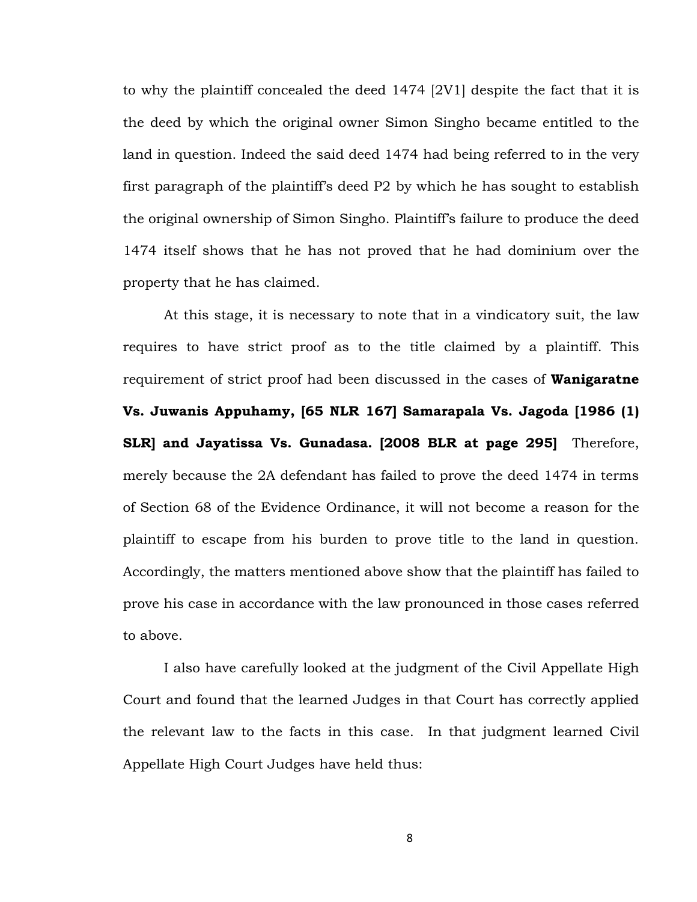to why the plaintiff concealed the deed 1474 [2V1] despite the fact that it is the deed by which the original owner Simon Singho became entitled to the land in question. Indeed the said deed 1474 had being referred to in the very first paragraph of the plaintiff's deed P2 by which he has sought to establish the original ownership of Simon Singho. Plaintiff's failure to produce the deed 1474 itself shows that he has not proved that he had dominium over the property that he has claimed.

At this stage, it is necessary to note that in a vindicatory suit, the law requires to have strict proof as to the title claimed by a plaintiff. This requirement of strict proof had been discussed in the cases of **Wanigaratne Vs. Juwanis Appuhamy, [65 NLR 167] Samarapala Vs. Jagoda [1986 (1) SLR] and Jayatissa Vs. Gunadasa. [2008 BLR at page 295]** Therefore, merely because the 2A defendant has failed to prove the deed 1474 in terms of Section 68 of the Evidence Ordinance, it will not become a reason for the plaintiff to escape from his burden to prove title to the land in question. Accordingly, the matters mentioned above show that the plaintiff has failed to prove his case in accordance with the law pronounced in those cases referred to above.

I also have carefully looked at the judgment of the Civil Appellate High Court and found that the learned Judges in that Court has correctly applied the relevant law to the facts in this case. In that judgment learned Civil Appellate High Court Judges have held thus: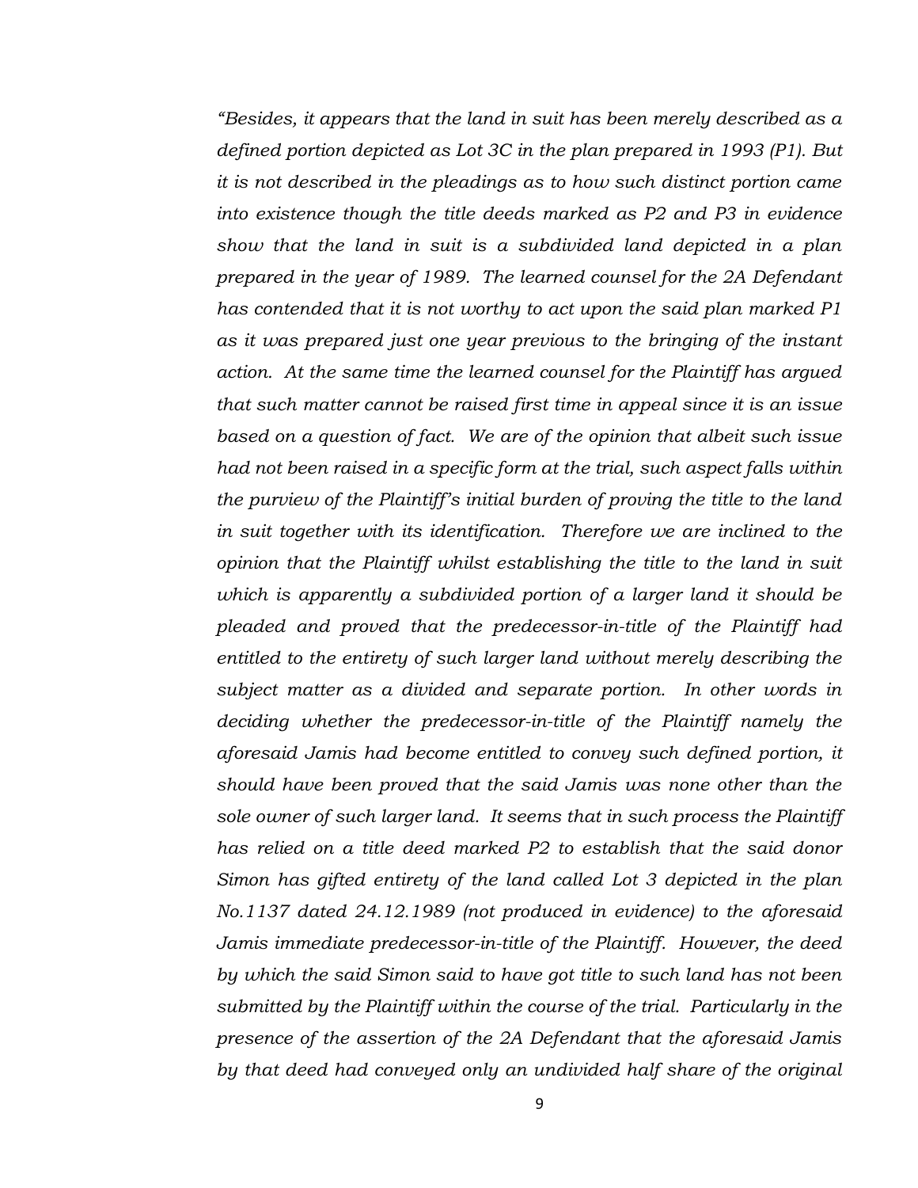*"Besides, it appears that the land in suit has been merely described as a defined portion depicted as Lot 3C in the plan prepared in 1993 (P1). But it is not described in the pleadings as to how such distinct portion came into existence though the title deeds marked as P2 and P3 in evidence show that the land in suit is a subdivided land depicted in a plan prepared in the year of 1989. The learned counsel for the 2A Defendant has contended that it is not worthy to act upon the said plan marked P1 as it was prepared just one year previous to the bringing of the instant action. At the same time the learned counsel for the Plaintiff has argued that such matter cannot be raised first time in appeal since it is an issue based on a question of fact. We are of the opinion that albeit such issue had not been raised in a specific form at the trial, such aspect falls within the purview of the Plaintiff's initial burden of proving the title to the land in suit together with its identification. Therefore we are inclined to the opinion that the Plaintiff whilst establishing the title to the land in suit which is apparently a subdivided portion of a larger land it should be pleaded and proved that the predecessor-in-title of the Plaintiff had entitled to the entirety of such larger land without merely describing the subject matter as a divided and separate portion. In other words in deciding whether the predecessor-in-title of the Plaintiff namely the aforesaid Jamis had become entitled to convey such defined portion, it should have been proved that the said Jamis was none other than the sole owner of such larger land. It seems that in such process the Plaintiff has relied on a title deed marked P2 to establish that the said donor Simon has gifted entirety of the land called Lot 3 depicted in the plan No.1137 dated 24.12.1989 (not produced in evidence) to the aforesaid Jamis immediate predecessor-in-title of the Plaintiff. However, the deed by which the said Simon said to have got title to such land has not been submitted by the Plaintiff within the course of the trial. Particularly in the presence of the assertion of the 2A Defendant that the aforesaid Jamis by that deed had conveyed only an undivided half share of the original*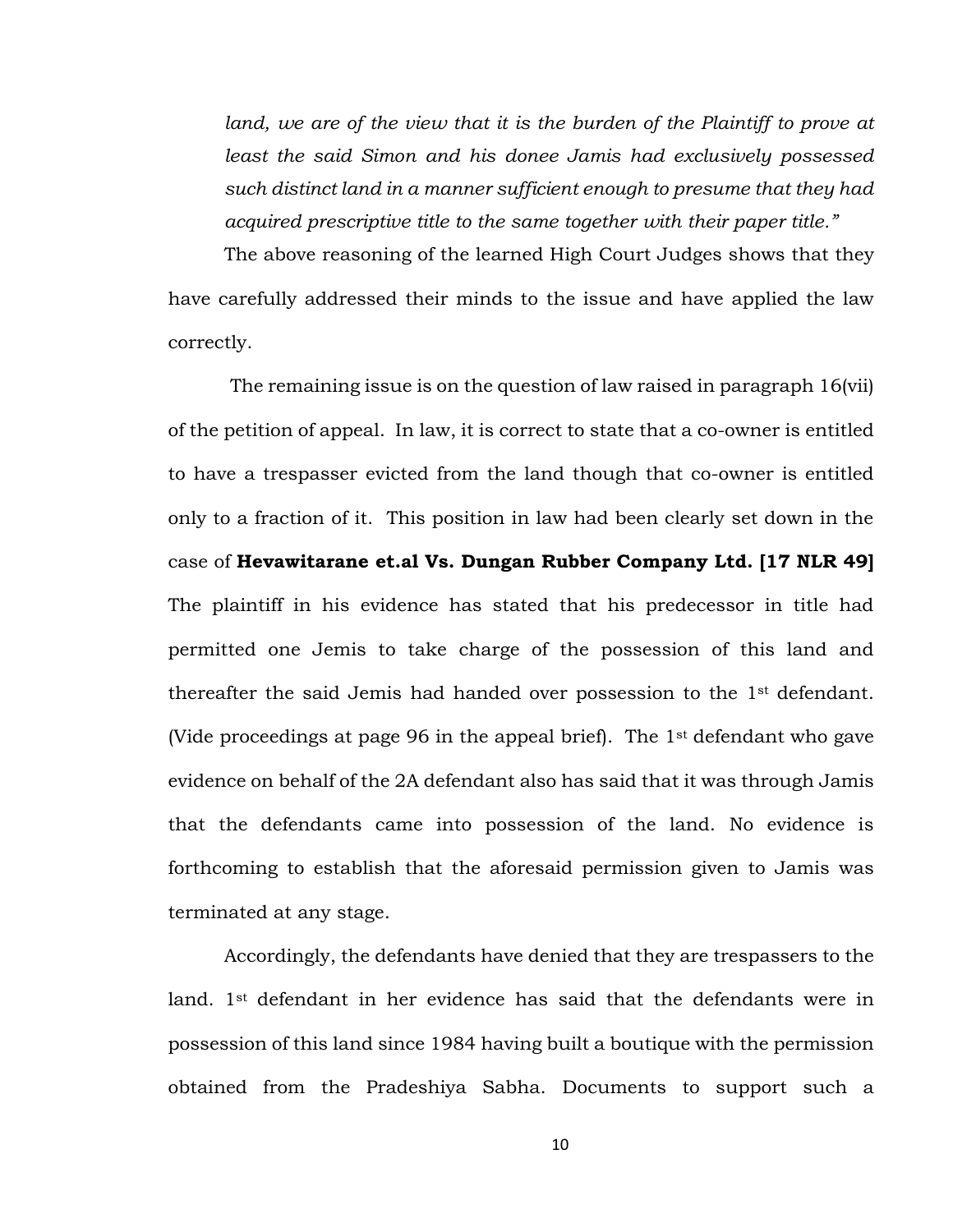*land, we are of the view that it is the burden of the Plaintiff to prove at least the said Simon and his donee Jamis had exclusively possessed such distinct land in a manner sufficient enough to presume that they had acquired prescriptive title to the same together with their paper title."*

The above reasoning of the learned High Court Judges shows that they have carefully addressed their minds to the issue and have applied the law correctly.

The remaining issue is on the question of law raised in paragraph 16(vii) of the petition of appeal. In law, it is correct to state that a co-owner is entitled to have a trespasser evicted from the land though that co-owner is entitled only to a fraction of it. This position in law had been clearly set down in the case of **Hevawitarane et.al Vs. Dungan Rubber Company Ltd. [17 NLR 49]** The plaintiff in his evidence has stated that his predecessor in title had permitted one Jemis to take charge of the possession of this land and thereafter the said Jemis had handed over possession to the 1st defendant. (Vide proceedings at page 96 in the appeal brief). The 1st defendant who gave evidence on behalf of the 2A defendant also has said that it was through Jamis that the defendants came into possession of the land. No evidence is forthcoming to establish that the aforesaid permission given to Jamis was terminated at any stage.

Accordingly, the defendants have denied that they are trespassers to the land. 1st defendant in her evidence has said that the defendants were in possession of this land since 1984 having built a boutique with the permission obtained from the Pradeshiya Sabha. Documents to support such a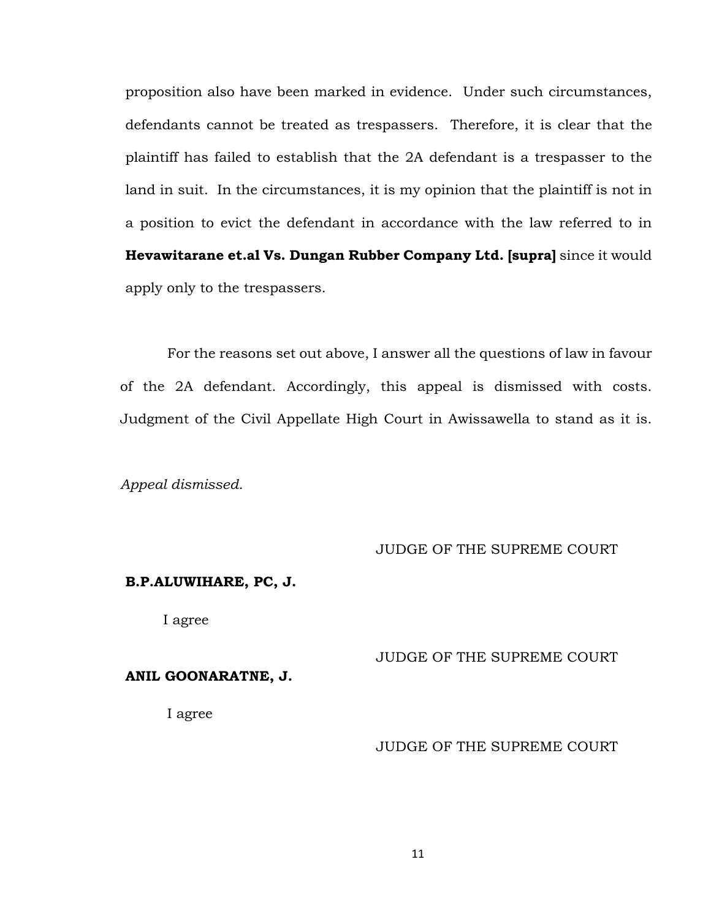proposition also have been marked in evidence. Under such circumstances, defendants cannot be treated as trespassers. Therefore, it is clear that the plaintiff has failed to establish that the 2A defendant is a trespasser to the land in suit. In the circumstances, it is my opinion that the plaintiff is not in a position to evict the defendant in accordance with the law referred to in **Hevawitarane et.al Vs. Dungan Rubber Company Ltd. [supra]** since it would apply only to the trespassers.

For the reasons set out above, I answer all the questions of law in favour of the 2A defendant. Accordingly, this appeal is dismissed with costs. Judgment of the Civil Appellate High Court in Awissawella to stand as it is.

*Appeal dismissed.*

JUDGE OF THE SUPREME COURT

**B.P.ALUWIHARE, PC, J.**

I agree

JUDGE OF THE SUPREME COURT

**ANIL GOONARATNE, J.**

I agree

JUDGE OF THE SUPREME COURT